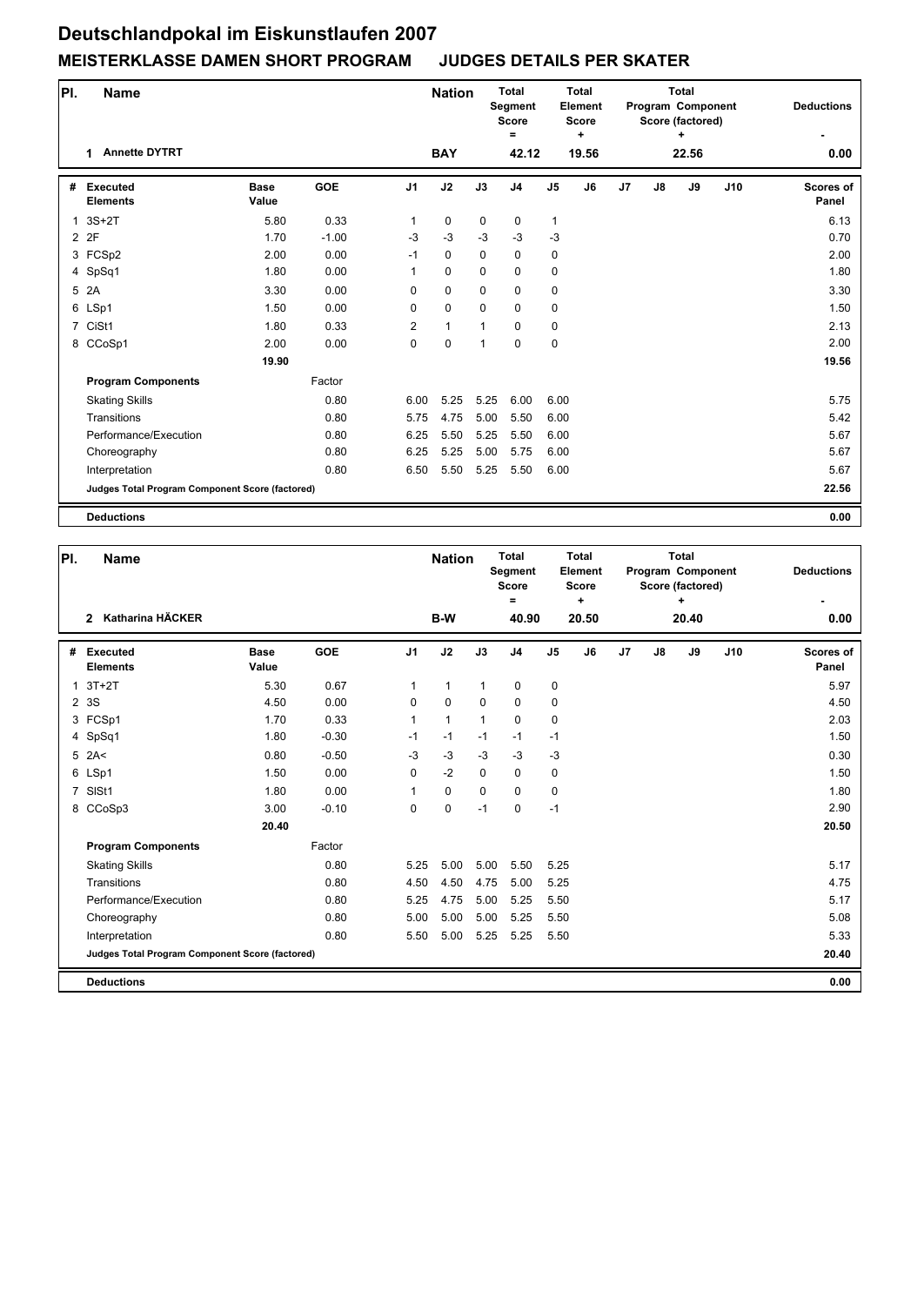# Deutschlandpokal im Eiskunstlaufen 2007

## MEISTERKLASSE DAMEN SHORT PROGRAM JUDGES DETAILS PER SKATER

| Pl. | Name | | | Nation | Total Segment Score = | Total Element Score + | Total Program Component Score (factored) + | Deductions - |
|---|---|---|---|---|---|---|---|---|
| 1 | Annette DYTRT | | | BAY | 42.12 | 19.56 | 22.56 | 0.00 |

| # | Executed Elements | Base Value | GOE | J1 | J2 | J3 | J4 | J5 | J6 | J7 | J8 | J9 | J10 | Scores of Panel |
|---|---|---|---|---|---|---|---|---|---|---|---|---|---|---|
| 1 | 3S+2T | 5.80 | 0.33 | 1 | 0 | 0 | 0 | 1 | | | | | | 6.13 |
| 2 | 2F | 1.70 | -1.00 | -3 | -3 | -3 | -3 | -3 | | | | | | 0.70 |
| 3 | FCSp2 | 2.00 | 0.00 | -1 | 0 | 0 | 0 | 0 | | | | | | 2.00 |
| 4 | SpSq1 | 1.80 | 0.00 | 1 | 0 | 0 | 0 | 0 | | | | | | 1.80 |
| 5 | 2A | 3.30 | 0.00 | 0 | 0 | 0 | 0 | 0 | | | | | | 3.30 |
| 6 | LSp1 | 1.50 | 0.00 | 0 | 0 | 0 | 0 | 0 | | | | | | 1.50 |
| 7 | CiSt1 | 1.80 | 0.33 | 2 | 1 | 1 | 0 | 0 | | | | | | 2.13 |
| 8 | CCoSp1 | 2.00 | 0.00 | 0 | 0 | 1 | 0 | 0 | | | | | | 2.00 |
| | | 19.90 | | | | | | | | | | | | 19.56 |
| | **Program Components** | | Factor | | | | | | | | | | | |
| | Skating Skills | | 0.80 | 6.00 | 5.25 | 5.25 | 6.00 | 6.00 | | | | | | 5.75 |
| | Transitions | | 0.80 | 5.75 | 4.75 | 5.00 | 5.50 | 6.00 | | | | | | 5.42 |
| | Performance/Execution | | 0.80 | 6.25 | 5.50 | 5.25 | 5.50 | 6.00 | | | | | | 5.67 |
| | Choreography | | 0.80 | 6.25 | 5.25 | 5.00 | 5.75 | 6.00 | | | | | | 5.67 |
| | Interpretation | | 0.80 | 6.50 | 5.50 | 5.25 | 5.50 | 6.00 | | | | | | 5.67 |
| | **Judges Total Program Component Score (factored)** | | | | | | | | | | | | | 22.56 |
| | **Deductions** | | | | | | | | | | | | | 0.00 |

| Pl. | Name | | | Nation | Total Segment Score = | Total Element Score + | Total Program Component Score (factored) + | Deductions - |
|---|---|---|---|---|---|---|---|---|
| 2 | Katharina HÄCKER | | | B-W | 40.90 | 20.50 | 20.40 | 0.00 |

| # | Executed Elements | Base Value | GOE | J1 | J2 | J3 | J4 | J5 | J6 | J7 | J8 | J9 | J10 | Scores of Panel |
|---|---|---|---|---|---|---|---|---|---|---|---|---|---|---|
| 1 | 3T+2T | 5.30 | 0.67 | 1 | 1 | 1 | 0 | 0 | | | | | | 5.97 |
| 2 | 3S | 4.50 | 0.00 | 0 | 0 | 0 | 0 | 0 | | | | | | 4.50 |
| 3 | FCSp1 | 1.70 | 0.33 | 1 | 1 | 1 | 0 | 0 | | | | | | 2.03 |
| 4 | SpSq1 | 1.80 | -0.30 | -1 | -1 | -1 | -1 | -1 | | | | | | 1.50 |
| 5 | 2A< | 0.80 | -0.50 | -3 | -3 | -3 | -3 | -3 | | | | | | 0.30 |
| 6 | LSp1 | 1.50 | 0.00 | 0 | -2 | 0 | 0 | 0 | | | | | | 1.50 |
| 7 | SlSt1 | 1.80 | 0.00 | 1 | 0 | 0 | 0 | 0 | | | | | | 1.80 |
| 8 | CCoSp3 | 3.00 | -0.10 | 0 | 0 | -1 | 0 | -1 | | | | | | 2.90 |
| | | 20.40 | | | | | | | | | | | | 20.50 |
| | **Program Components** | | Factor | | | | | | | | | | | |
| | Skating Skills | | 0.80 | 5.25 | 5.00 | 5.00 | 5.50 | 5.25 | | | | | | 5.17 |
| | Transitions | | 0.80 | 4.50 | 4.50 | 4.75 | 5.00 | 5.25 | | | | | | 4.75 |
| | Performance/Execution | | 0.80 | 5.25 | 4.75 | 5.00 | 5.25 | 5.50 | | | | | | 5.17 |
| | Choreography | | 0.80 | 5.00 | 5.00 | 5.00 | 5.25 | 5.50 | | | | | | 5.08 |
| | Interpretation | | 0.80 | 5.50 | 5.00 | 5.25 | 5.25 | 5.50 | | | | | | 5.33 |
| | **Judges Total Program Component Score (factored)** | | | | | | | | | | | | | 20.40 |
| | **Deductions** | | | | | | | | | | | | | 0.00 |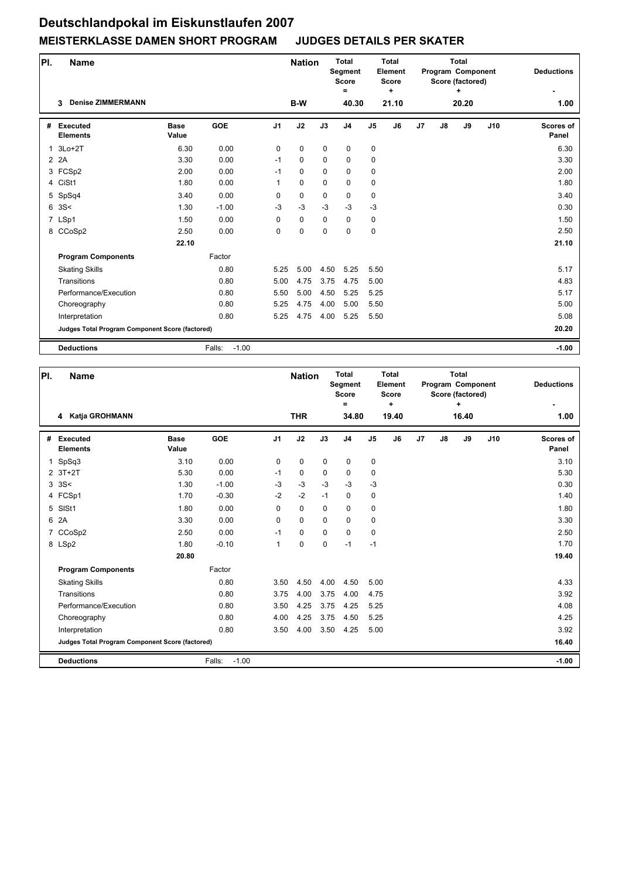# Deutschlandpokal im Eiskunstlaufen 2007

## MEISTERKLASSE DAMEN SHORT PROGRAM JUDGES DETAILS PER SKATER

| Pl. | Name | Nation | Total Segment Score = | Total Element Score + | Total Program Component Score (factored) + | Deductions - |
|---|---|---|---|---|---|---|
| 3 | Denise ZIMMERMANN | B-W | 40.30 | 21.10 | 20.20 | 1.00 |

| # | Executed Elements | Base Value | GOE | J1 | J2 | J3 | J4 | J5 | J6 | J7 | J8 | J9 | J10 | Scores of Panel |
|---|---|---|---|---|---|---|---|---|---|---|---|---|---|---|
| 1 | 3Lo+2T | 6.30 | 0.00 | 0 | 0 | 0 | 0 | 0 | | | | | | 6.30 |
| 2 | 2A | 3.30 | 0.00 | -1 | 0 | 0 | 0 | 0 | | | | | | 3.30 |
| 3 | FCSp2 | 2.00 | 0.00 | -1 | 0 | 0 | 0 | 0 | | | | | | 2.00 |
| 4 | CiSt1 | 1.80 | 0.00 | 1 | 0 | 0 | 0 | 0 | | | | | | 1.80 |
| 5 | SpSq4 | 3.40 | 0.00 | 0 | 0 | 0 | 0 | 0 | | | | | | 3.40 |
| 6 | 3S< | 1.30 | -1.00 | -3 | -3 | -3 | -3 | -3 | | | | | | 0.30 |
| 7 | LSp1 | 1.50 | 0.00 | 0 | 0 | 0 | 0 | 0 | | | | | | 1.50 |
| 8 | CCoSp2 | 2.50 | 0.00 | 0 | 0 | 0 | 0 | 0 | | | | | | 2.50 |
| | | 22.10 | | | | | | | | | | | | 21.10 |
| | **Program Components** | | Factor | | | | | | | | | | | |
| | Skating Skills | | 0.80 | 5.25 | 5.00 | 4.50 | 5.25 | 5.50 | | | | | | 5.17 |
| | Transitions | | 0.80 | 5.00 | 4.75 | 3.75 | 4.75 | 5.00 | | | | | | 4.83 |
| | Performance/Execution | | 0.80 | 5.50 | 5.00 | 4.50 | 5.25 | 5.25 | | | | | | 5.17 |
| | Choreography | | 0.80 | 5.25 | 4.75 | 4.00 | 5.00 | 5.50 | | | | | | 5.00 |
| | Interpretation | | 0.80 | 5.25 | 4.75 | 4.00 | 5.25 | 5.50 | | | | | | 5.08 |
| | **Judges Total Program Component Score (factored)** | | | | | | | | | | | | | 20.20 |
| | **Deductions** | | Falls: -1.00 | | | | | | | | | | | -1.00 |

| Pl. | Name | Nation | Total Segment Score = | Total Element Score + | Total Program Component Score (factored) + | Deductions - |
|---|---|---|---|---|---|---|
| 4 | Katja GROHMANN | THR | 34.80 | 19.40 | 16.40 | 1.00 |

| # | Executed Elements | Base Value | GOE | J1 | J2 | J3 | J4 | J5 | J6 | J7 | J8 | J9 | J10 | Scores of Panel |
|---|---|---|---|---|---|---|---|---|---|---|---|---|---|---|
| 1 | SpSq3 | 3.10 | 0.00 | 0 | 0 | 0 | 0 | 0 | | | | | | 3.10 |
| 2 | 3T+2T | 5.30 | 0.00 | -1 | 0 | 0 | 0 | 0 | | | | | | 5.30 |
| 3 | 3S< | 1.30 | -1.00 | -3 | -3 | -3 | -3 | -3 | | | | | | 0.30 |
| 4 | FCSp1 | 1.70 | -0.30 | -2 | -2 | -1 | 0 | 0 | | | | | | 1.40 |
| 5 | SlSt1 | 1.80 | 0.00 | 0 | 0 | 0 | 0 | 0 | | | | | | 1.80 |
| 6 | 2A | 3.30 | 0.00 | 0 | 0 | 0 | 0 | 0 | | | | | | 3.30 |
| 7 | CCoSp2 | 2.50 | 0.00 | -1 | 0 | 0 | 0 | 0 | | | | | | 2.50 |
| 8 | LSp2 | 1.80 | -0.10 | 1 | 0 | 0 | -1 | -1 | | | | | | 1.70 |
| | | 20.80 | | | | | | | | | | | | 19.40 |
| | **Program Components** | | Factor | | | | | | | | | | | |
| | Skating Skills | | 0.80 | 3.50 | 4.50 | 4.00 | 4.50 | 5.00 | | | | | | 4.33 |
| | Transitions | | 0.80 | 3.75 | 4.00 | 3.75 | 4.00 | 4.75 | | | | | | 3.92 |
| | Performance/Execution | | 0.80 | 3.50 | 4.25 | 3.75 | 4.25 | 5.25 | | | | | | 4.08 |
| | Choreography | | 0.80 | 4.00 | 4.25 | 3.75 | 4.50 | 5.25 | | | | | | 4.25 |
| | Interpretation | | 0.80 | 3.50 | 4.00 | 3.50 | 4.25 | 5.00 | | | | | | 3.92 |
| | **Judges Total Program Component Score (factored)** | | | | | | | | | | | | | 16.40 |
| | **Deductions** | | Falls: -1.00 | | | | | | | | | | | -1.00 |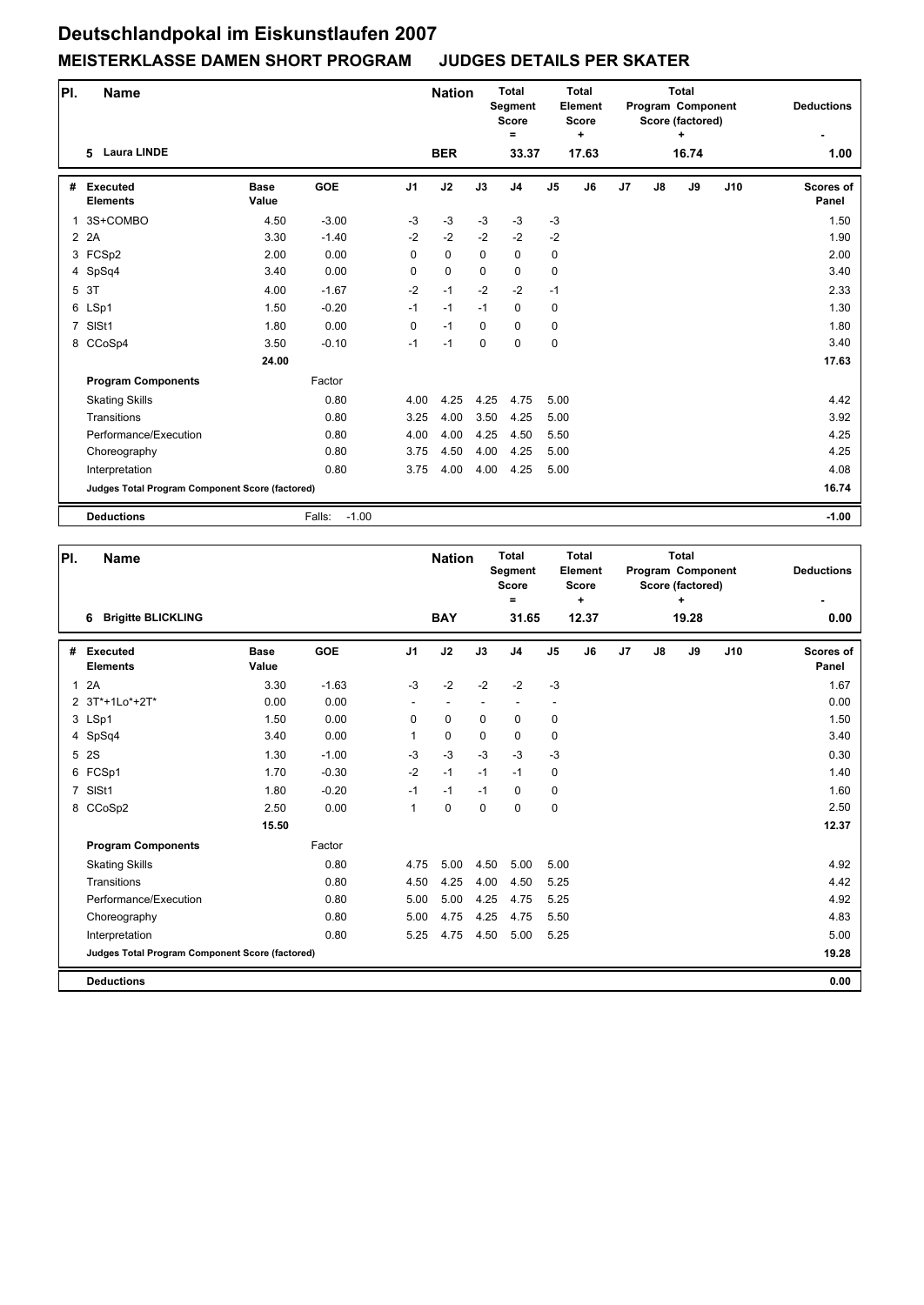# Deutschlandpokal im Eiskunstlaufen 2007

## MEISTERKLASSE DAMEN SHORT PROGRAM JUDGES DETAILS PER SKATER

| Pl. | Name | Nation | Total Segment Score = | Total Element Score + | Total Program Component Score (factored) + | Deductions - |
|---|---|---|---|---|---|---|
| 5 | Laura LINDE | BER | 33.37 | 17.63 | 16.74 | 1.00 |

| # | Executed Elements | Base Value | GOE | J1 | J2 | J3 | J4 | J5 | J6 | J7 | J8 | J9 | J10 | Scores of Panel |
|---|---|---|---|---|---|---|---|---|---|---|---|---|---|---|
| 1 | 3S+COMBO | 4.50 | -3.00 | -3 | -3 | -3 | -3 | -3 | | | | | | 1.50 |
| 2 | 2A | 3.30 | -1.40 | -2 | -2 | -2 | -2 | -2 | | | | | | 1.90 |
| 3 | FCSp2 | 2.00 | 0.00 | 0 | 0 | 0 | 0 | 0 | | | | | | 2.00 |
| 4 | SpSq4 | 3.40 | 0.00 | 0 | 0 | 0 | 0 | 0 | | | | | | 3.40 |
| 5 | 3T | 4.00 | -1.67 | -2 | -1 | -2 | -2 | -1 | | | | | | 2.33 |
| 6 | LSp1 | 1.50 | -0.20 | -1 | -1 | -1 | 0 | 0 | | | | | | 1.30 |
| 7 | SlSt1 | 1.80 | 0.00 | 0 | -1 | 0 | 0 | 0 | | | | | | 1.80 |
| 8 | CCoSp4 | 3.50 | -0.10 | -1 | -1 | 0 | 0 | 0 | | | | | | 3.40 |
| | | 24.00 | | | | | | | | | | | | 17.63 |
| | **Program Components** | | Factor | | | | | | | | | | | |
| | Skating Skills | | 0.80 | 4.00 | 4.25 | 4.25 | 4.75 | 5.00 | | | | | | 4.42 |
| | Transitions | | 0.80 | 3.25 | 4.00 | 3.50 | 4.25 | 5.00 | | | | | | 3.92 |
| | Performance/Execution | | 0.80 | 4.00 | 4.00 | 4.25 | 4.50 | 5.50 | | | | | | 4.25 |
| | Choreography | | 0.80 | 3.75 | 4.50 | 4.00 | 4.25 | 5.00 | | | | | | 4.25 |
| | Interpretation | | 0.80 | 3.75 | 4.00 | 4.00 | 4.25 | 5.00 | | | | | | 4.08 |
| | **Judges Total Program Component Score (factored)** | | | | | | | | | | | | | 16.74 |
| | **Deductions** | | Falls: -1.00 | | | | | | | | | | | -1.00 |

| Pl. | Name | Nation | Total Segment Score = | Total Element Score + | Total Program Component Score (factored) + | Deductions - |
|---|---|---|---|---|---|---|
| 6 | Brigitte BLICKLING | BAY | 31.65 | 12.37 | 19.28 | 0.00 |

| # | Executed Elements | Base Value | GOE | J1 | J2 | J3 | J4 | J5 | J6 | J7 | J8 | J9 | J10 | Scores of Panel |
|---|---|---|---|---|---|---|---|---|---|---|---|---|---|---|
| 1 | 2A | 3.30 | -1.63 | -3 | -2 | -2 | -2 | -3 | | | | | | 1.67 |
| 2 | 3T*+1Lo*+2T* | 0.00 | 0.00 | - | - | - | - | - | | | | | | 0.00 |
| 3 | LSp1 | 1.50 | 0.00 | 0 | 0 | 0 | 0 | 0 | | | | | | 1.50 |
| 4 | SpSq4 | 3.40 | 0.00 | 1 | 0 | 0 | 0 | 0 | | | | | | 3.40 |
| 5 | 2S | 1.30 | -1.00 | -3 | -3 | -3 | -3 | -3 | | | | | | 0.30 |
| 6 | FCSp1 | 1.70 | -0.30 | -2 | -1 | -1 | -1 | 0 | | | | | | 1.40 |
| 7 | SlSt1 | 1.80 | -0.20 | -1 | -1 | -1 | 0 | 0 | | | | | | 1.60 |
| 8 | CCoSp2 | 2.50 | 0.00 | 1 | 0 | 0 | 0 | 0 | | | | | | 2.50 |
| | | 15.50 | | | | | | | | | | | | 12.37 |
| | **Program Components** | | Factor | | | | | | | | | | | |
| | Skating Skills | | 0.80 | 4.75 | 5.00 | 4.50 | 5.00 | 5.00 | | | | | | 4.92 |
| | Transitions | | 0.80 | 4.50 | 4.25 | 4.00 | 4.50 | 5.25 | | | | | | 4.42 |
| | Performance/Execution | | 0.80 | 5.00 | 5.00 | 4.25 | 4.75 | 5.25 | | | | | | 4.92 |
| | Choreography | | 0.80 | 5.00 | 4.75 | 4.25 | 4.75 | 5.50 | | | | | | 4.83 |
| | Interpretation | | 0.80 | 5.25 | 4.75 | 4.50 | 5.00 | 5.25 | | | | | | 5.00 |
| | **Judges Total Program Component Score (factored)** | | | | | | | | | | | | | 19.28 |
| | **Deductions** | | | | | | | | | | | | | 0.00 |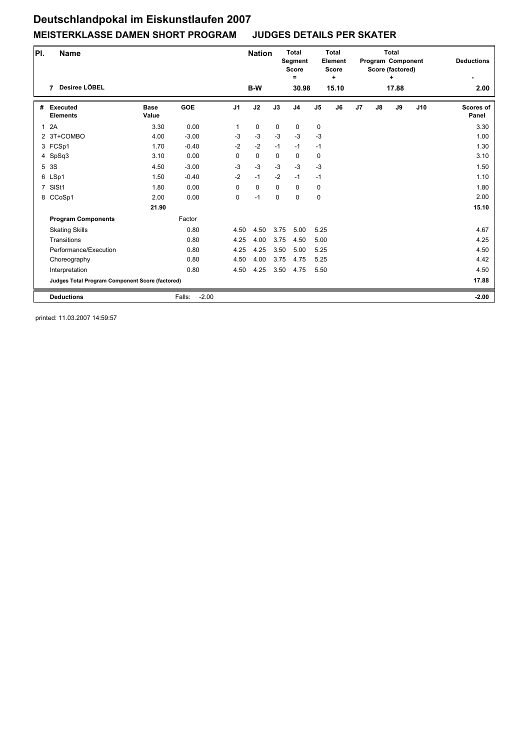# Deutschlandpokal im Eiskunstlaufen 2007

## MEISTERKLASSE DAMEN SHORT PROGRAM JUDGES DETAILS PER SKATER

| Pl. | Name | Nation | Total Segment Score = | Total Element Score + | Total Program Component Score (factored) + | Deductions - |
|---|---|---|---|---|---|---|
| 7 | Desiree LÖBEL | B-W | 30.98 | 15.10 | 17.88 | 2.00 |

| # | Executed Elements | Base Value | GOE | J1 | J2 | J3 | J4 | J5 | J6 | J7 | J8 | J9 | J10 | Scores of Panel |
|---|---|---|---|---|---|---|---|---|---|---|---|---|---|---|
| 1 | 2A | 3.30 | 0.00 | 1 | 0 | 0 | 0 | 0 | | | | | | 3.30 |
| 2 | 3T+COMBO | 4.00 | -3.00 | -3 | -3 | -3 | -3 | -3 | | | | | | 1.00 |
| 3 | FCSp1 | 1.70 | -0.40 | -2 | -2 | -1 | -1 | -1 | | | | | | 1.30 |
| 4 | SpSq3 | 3.10 | 0.00 | 0 | 0 | 0 | 0 | 0 | | | | | | 3.10 |
| 5 | 3S | 4.50 | -3.00 | -3 | -3 | -3 | -3 | -3 | | | | | | 1.50 |
| 6 | LSp1 | 1.50 | -0.40 | -2 | -1 | -2 | -1 | -1 | | | | | | 1.10 |
| 7 | SlSt1 | 1.80 | 0.00 | 0 | 0 | 0 | 0 | 0 | | | | | | 1.80 |
| 8 | CCoSp1 | 2.00 | 0.00 | 0 | -1 | 0 | 0 | 0 | | | | | | 2.00 |
| | | 21.90 | | | | | | | | | | | | 15.10 |
| | **Program Components** | | Factor | | | | | | | | | | | |
| | Skating Skills | | 0.80 | 4.50 | 4.50 | 3.75 | 5.00 | 5.25 | | | | | | 4.67 |
| | Transitions | | 0.80 | 4.25 | 4.00 | 3.75 | 4.50 | 5.00 | | | | | | 4.25 |
| | Performance/Execution | | 0.80 | 4.25 | 4.25 | 3.50 | 5.00 | 5.25 | | | | | | 4.50 |
| | Choreography | | 0.80 | 4.50 | 4.00 | 3.75 | 4.75 | 5.25 | | | | | | 4.42 |
| | Interpretation | | 0.80 | 4.50 | 4.25 | 3.50 | 4.75 | 5.50 | | | | | | 4.50 |
| | **Judges Total Program Component Score (factored)** | | | | | | | | | | | | | 17.88 |
| | **Deductions** | | Falls: -2.00 | | | | | | | | | | | -2.00 |

printed: 11.03.2007 14:59:57